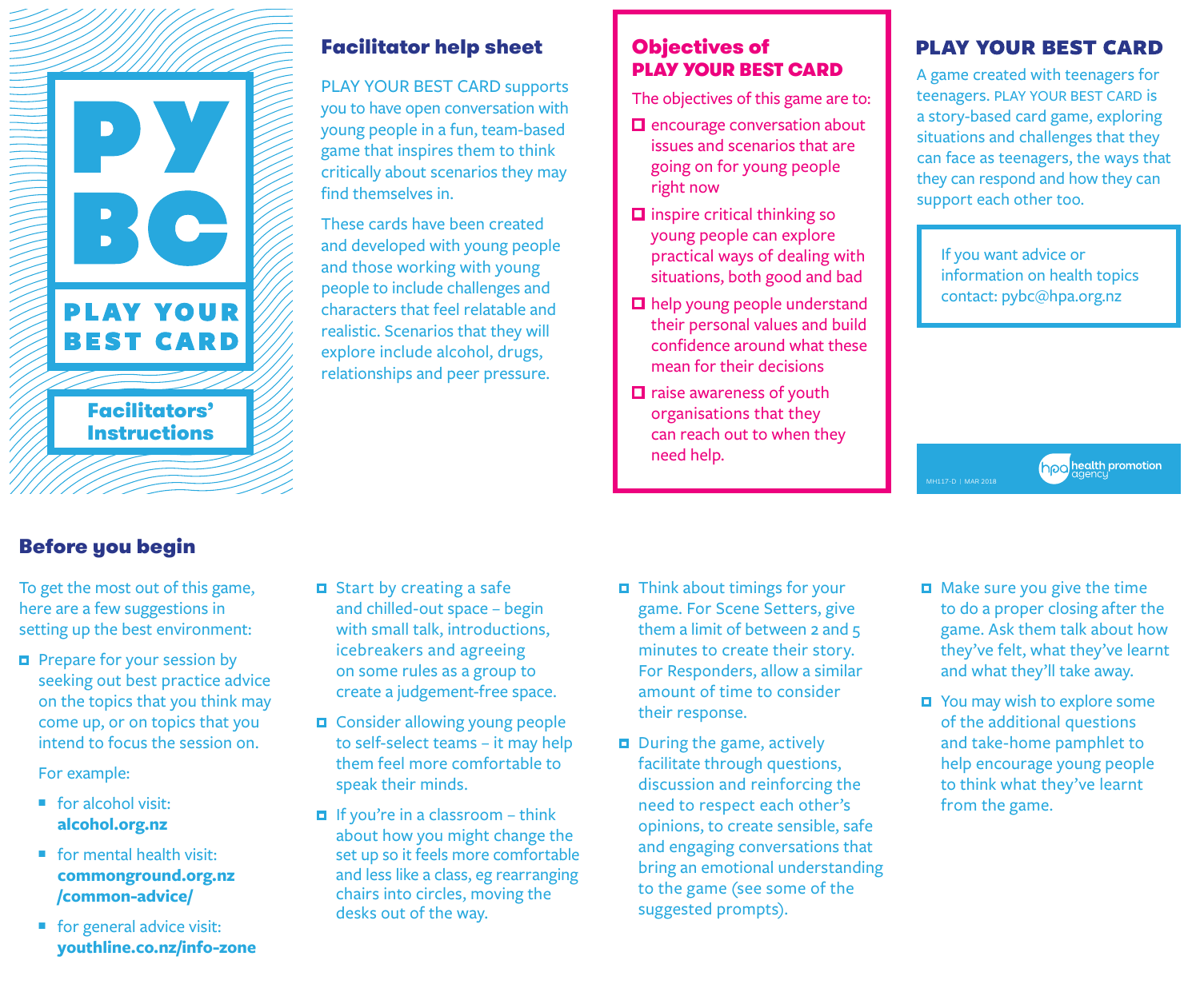# PYBC

## PLAY YOUR BEST CARD

### Facilitators' Instructions

## Facilitator help sheet

PLAY YOUR BEST CARD supports you to have open conversation with young people in a fun, team-based game that inspires them to think critically about scenarios they may find themselves in.

These cards have been created and developed with young people and those working with young people to include challenges and characters that feel relatable and realistic. Scenarios that they will explore include alcohol, drugs, relationships and peer pressure.

## Objectives of PLAY YOUR BEST CARD

The objectives of this game are to:

- encourage conversation about issues and scenarios that are going on for young people right now
- inspire critical thinking so young people can explore practical ways of dealing with situations, both good and bad
- help young people understand their personal values and build confidence around what these mean for their decisions
- raise awareness of youth organisations that they can reach out to when they need help.

## PLAY YOUR BEST CARD

A game created with teenagers for teenagers. PLAY YOUR BEST CARD is a story-based card game, exploring situations and challenges that they can face as teenagers, the ways that they can respond and how they can support each other too.

If you want advice or information on health topics contact: pybc@hpa.org.nz

MH117-D | MAR 2018

hpa health promotion agency

## Before you begin

To get the most out of this game, here are a few suggestions in setting up the best environment:

- Prepare for your session by seeking out best practice advice on the topics that you think may come up, or on topics that you intend to focus the session on.

  For example:

  - for alcohol visit: **alcohol.org.nz**
  - for mental health visit: **commonground.org.nz/common-advice/**
  - for general advice visit: **youthline.co.nz/info-zone**

- Start by creating a safe and chilled-out space – begin with small talk, introductions, icebreakers and agreeing on some rules as a group to create a judgement-free space.
- Consider allowing young people to self-select teams – it may help them feel more comfortable to speak their minds.
- If you're in a classroom – think about how you might change the set up so it feels more comfortable and less like a class, eg rearranging chairs into circles, moving the desks out of the way.
- Think about timings for your game. For Scene Setters, give them a limit of between 2 and 5 minutes to create their story. For Responders, allow a similar amount of time to consider their response.
- During the game, actively facilitate through questions, discussion and reinforcing the need to respect each other's opinions, to create sensible, safe and engaging conversations that bring an emotional understanding to the game (see some of the suggested prompts).
- Make sure you give the time to do a proper closing after the game. Ask them talk about how they've felt, what they've learnt and what they'll take away.
- You may wish to explore some of the additional questions and take-home pamphlet to help encourage young people to think what they've learnt from the game.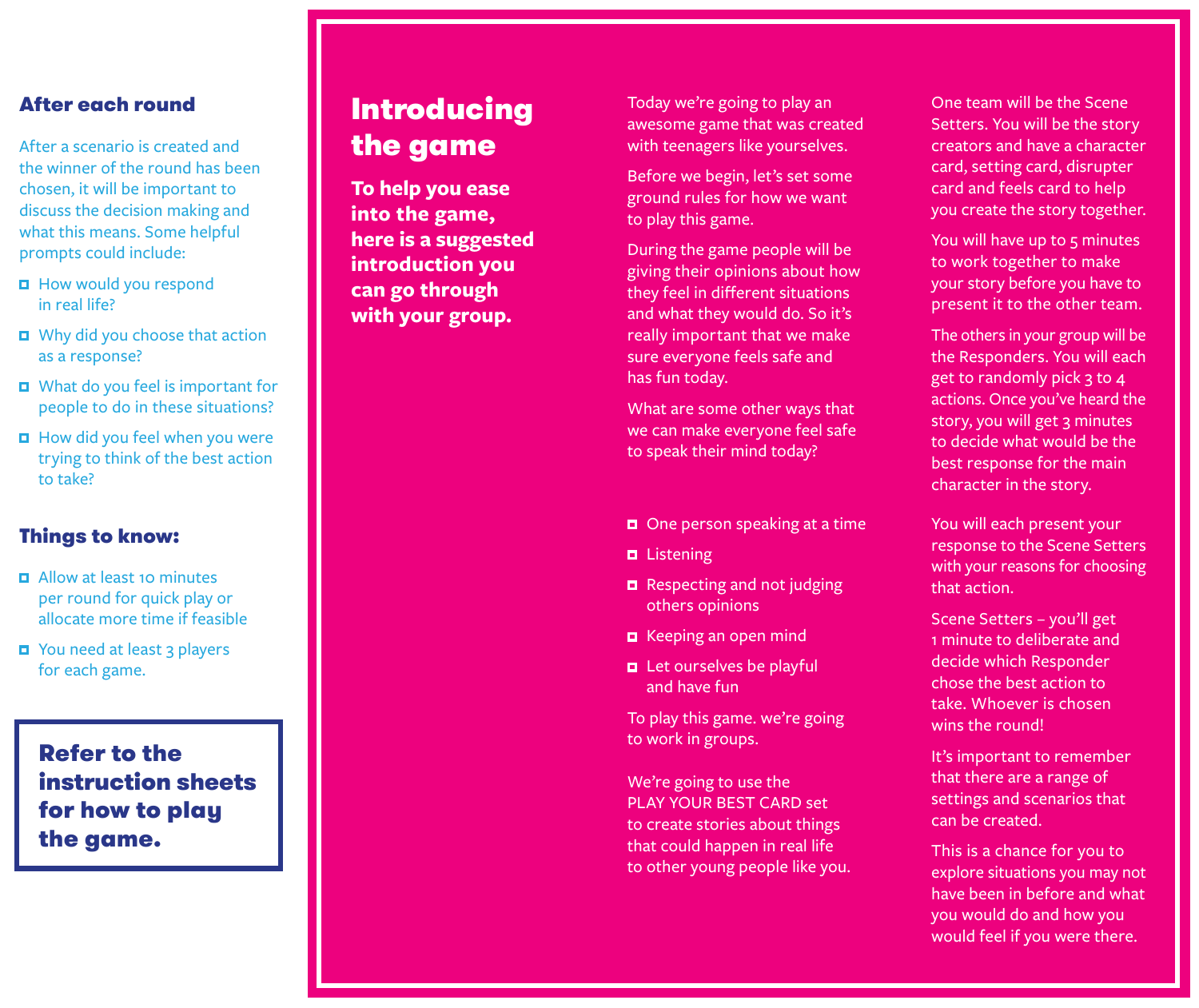## After each round

After a scenario is created and the winner of the round has been chosen, it will be important to discuss the decision making and what this means. Some helpful prompts could include:

- How would you respond in real life?
- Why did you choose that action as a response?
- What do you feel is important for people to do in these situations?
- How did you feel when you were trying to think of the best action to take?

## Things to know:

- Allow at least 10 minutes per round for quick play or allocate more time if feasible
- You need at least 3 players for each game.

**Refer to the instruction sheets for how to play the game.**

# Introducing the game

**To help you ease into the game, here is a suggested introduction you can go through with your group.**

Today we're going to play an awesome game that was created with teenagers like yourselves.

Before we begin, let's set some ground rules for how we want to play this game.

During the game people will be giving their opinions about how they feel in different situations and what they would do. So it's really important that we make sure everyone feels safe and has fun today.

What are some other ways that we can make everyone feel safe to speak their mind today?

- One person speaking at a time
- Listening
- Respecting and not judging others opinions
- Keeping an open mind
- Let ourselves be playful and have fun

To play this game. we're going to work in groups.

We're going to use the PLAY YOUR BEST CARD set to create stories about things that could happen in real life to other young people like you.

One team will be the Scene Setters. You will be the story creators and have a character card, setting card, disrupter card and feels card to help you create the story together.

You will have up to 5 minutes to work together to make your story before you have to present it to the other team.

The others in your group will be the Responders. You will each get to randomly pick 3 to 4 actions. Once you've heard the story, you will get 3 minutes to decide what would be the best response for the main character in the story.

You will each present your response to the Scene Setters with your reasons for choosing that action.

Scene Setters – you'll get 1 minute to deliberate and decide which Responder chose the best action to take. Whoever is chosen wins the round!

It's important to remember that there are a range of settings and scenarios that can be created.

This is a chance for you to explore situations you may not have been in before and what you would do and how you would feel if you were there.